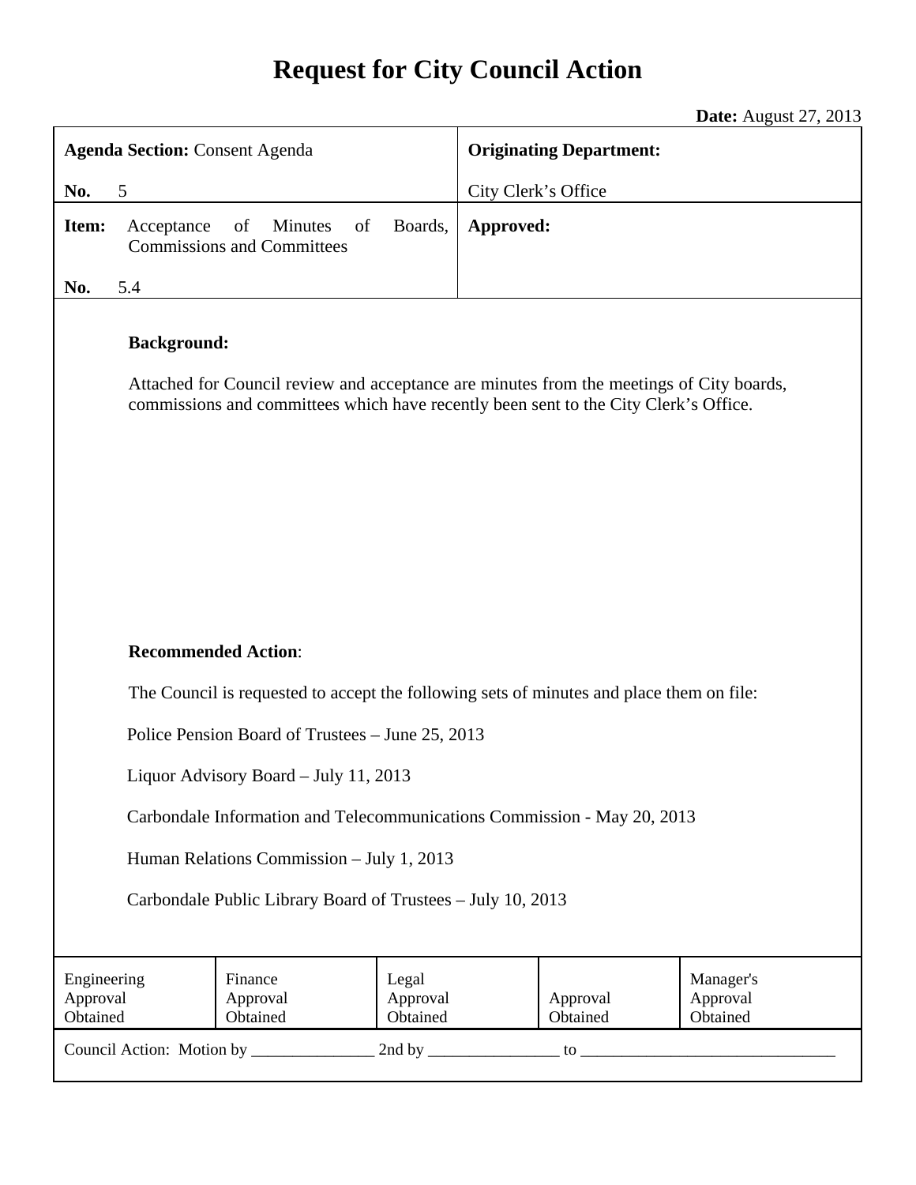# Request for City Council Action

**Date:** August 27, 2013

| **Agenda Section:** Consent Agenda<br><br>**No.** 5 | **Originating Department:**<br><br>City Clerk's Office |
|---|---|
| **Item:** Acceptance of Minutes of Boards, Commissions and Committees<br><br>**No.** 5.4 | **Approved:** |

**Background:**

Attached for Council review and acceptance are minutes from the meetings of City boards, commissions and committees which have recently been sent to the City Clerk's Office.

**Recommended Action**:

The Council is requested to accept the following sets of minutes and place them on file:

Police Pension Board of Trustees – June 25, 2013

Liquor Advisory Board – July 11, 2013

Carbondale Information and Telecommunications Commission - May 20, 2013

Human Relations Commission – July 1, 2013

Carbondale Public Library Board of Trustees – July 10, 2013

| Engineering Approval Obtained | Finance Approval Obtained | Legal Approval Obtained | Approval Obtained | Manager's Approval Obtained |
|---|---|---|---|---|

Council Action: Motion by _______________ 2nd by ________________ to _______________________________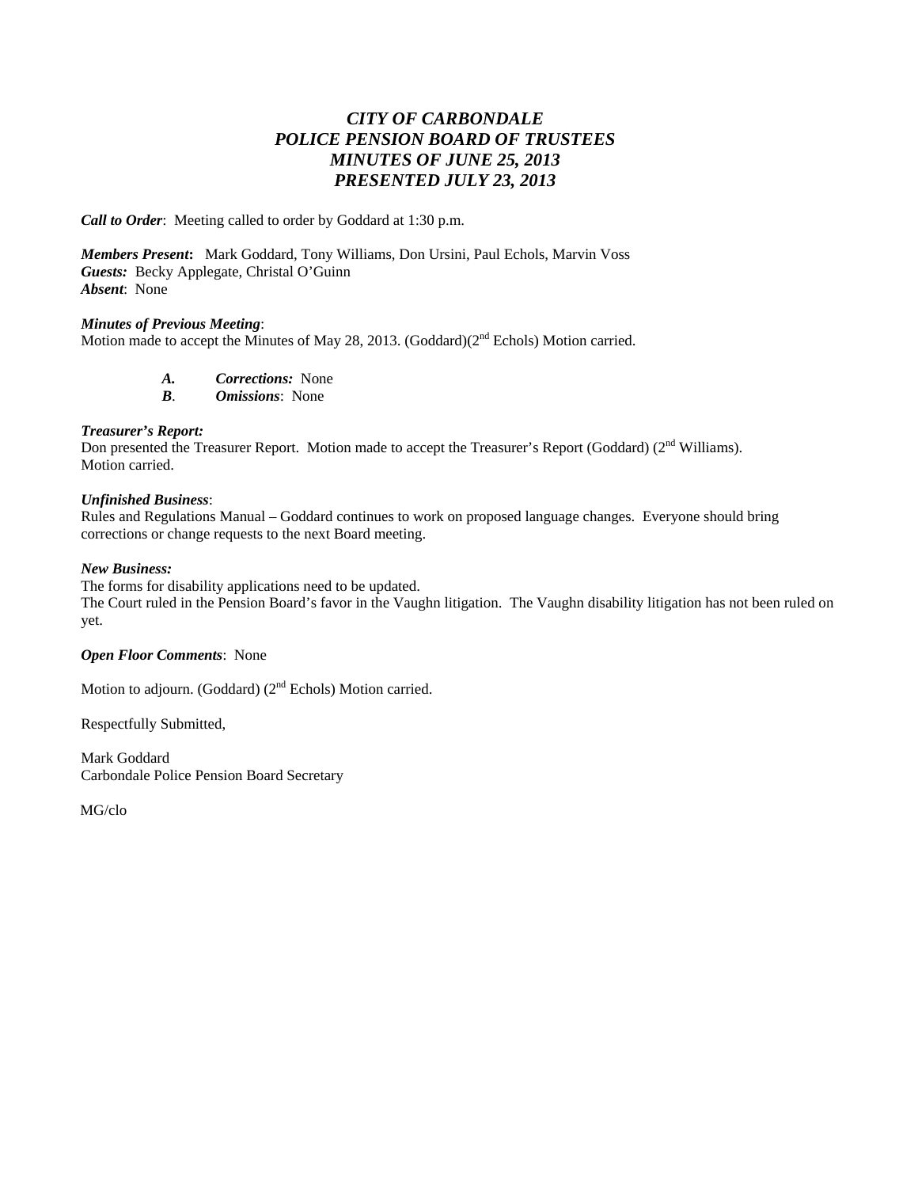# *CITY OF CARBONDALE*
# *POLICE PENSION BOARD OF TRUSTEES*
# *MINUTES OF JUNE 25, 2013*
# *PRESENTED JULY 23, 2013*

***Call to Order***: Meeting called to order by Goddard at 1:30 p.m.

***Members Present*:** Mark Goddard, Tony Williams, Don Ursini, Paul Echols, Marvin Voss
***Guests:*** Becky Applegate, Christal O'Guinn
***Absent***: None

***Minutes of Previous Meeting***:
Motion made to accept the Minutes of May 28, 2013. (Goddard)(2nd Echols) Motion carried.

> ***A.*** ***Corrections:*** None
> ***B***. ***Omissions***: None

***Treasurer's Report:***
Don presented the Treasurer Report. Motion made to accept the Treasurer's Report (Goddard) (2nd Williams). Motion carried.

***Unfinished Business***:
Rules and Regulations Manual – Goddard continues to work on proposed language changes. Everyone should bring corrections or change requests to the next Board meeting.

***New Business:***
The forms for disability applications need to be updated.
The Court ruled in the Pension Board's favor in the Vaughn litigation. The Vaughn disability litigation has not been ruled on yet.

***Open Floor Comments***: None

Motion to adjourn. (Goddard) (2nd Echols) Motion carried.

Respectfully Submitted,

Mark Goddard
Carbondale Police Pension Board Secretary

MG/clo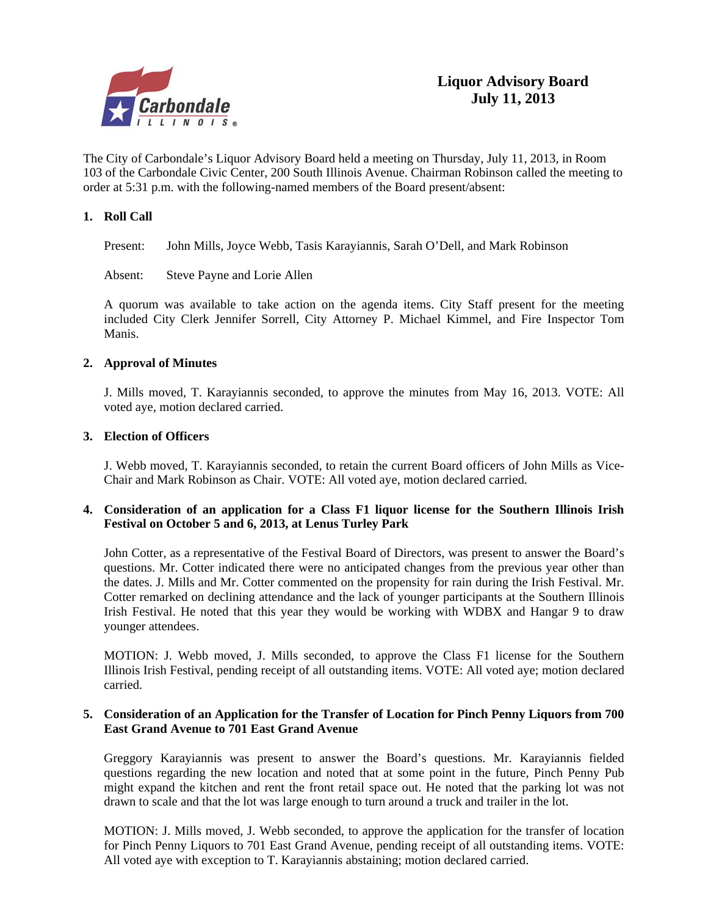# Liquor Advisory Board
## July 11, 2013

The City of Carbondale's Liquor Advisory Board held a meeting on Thursday, July 11, 2013, in Room 103 of the Carbondale Civic Center, 200 South Illinois Avenue. Chairman Robinson called the meeting to order at 5:31 p.m. with the following-named members of the Board present/absent:

**1. Roll Call**

Present: John Mills, Joyce Webb, Tasis Karayiannis, Sarah O'Dell, and Mark Robinson

Absent: Steve Payne and Lorie Allen

A quorum was available to take action on the agenda items. City Staff present for the meeting included City Clerk Jennifer Sorrell, City Attorney P. Michael Kimmel, and Fire Inspector Tom Manis.

**2. Approval of Minutes**

J. Mills moved, T. Karayiannis seconded, to approve the minutes from May 16, 2013. VOTE: All voted aye, motion declared carried.

**3. Election of Officers**

J. Webb moved, T. Karayiannis seconded, to retain the current Board officers of John Mills as Vice-Chair and Mark Robinson as Chair. VOTE: All voted aye, motion declared carried.

**4. Consideration of an application for a Class F1 liquor license for the Southern Illinois Irish Festival on October 5 and 6, 2013, at Lenus Turley Park**

John Cotter, as a representative of the Festival Board of Directors, was present to answer the Board's questions. Mr. Cotter indicated there were no anticipated changes from the previous year other than the dates. J. Mills and Mr. Cotter commented on the propensity for rain during the Irish Festival. Mr. Cotter remarked on declining attendance and the lack of younger participants at the Southern Illinois Irish Festival. He noted that this year they would be working with WDBX and Hangar 9 to draw younger attendees.

MOTION: J. Webb moved, J. Mills seconded, to approve the Class F1 license for the Southern Illinois Irish Festival, pending receipt of all outstanding items. VOTE: All voted aye; motion declared carried.

**5. Consideration of an Application for the Transfer of Location for Pinch Penny Liquors from 700 East Grand Avenue to 701 East Grand Avenue**

Greggory Karayiannis was present to answer the Board's questions. Mr. Karayiannis fielded questions regarding the new location and noted that at some point in the future, Pinch Penny Pub might expand the kitchen and rent the front retail space out. He noted that the parking lot was not drawn to scale and that the lot was large enough to turn around a truck and trailer in the lot.

MOTION: J. Mills moved, J. Webb seconded, to approve the application for the transfer of location for Pinch Penny Liquors to 701 East Grand Avenue, pending receipt of all outstanding items. VOTE: All voted aye with exception to T. Karayiannis abstaining; motion declared carried.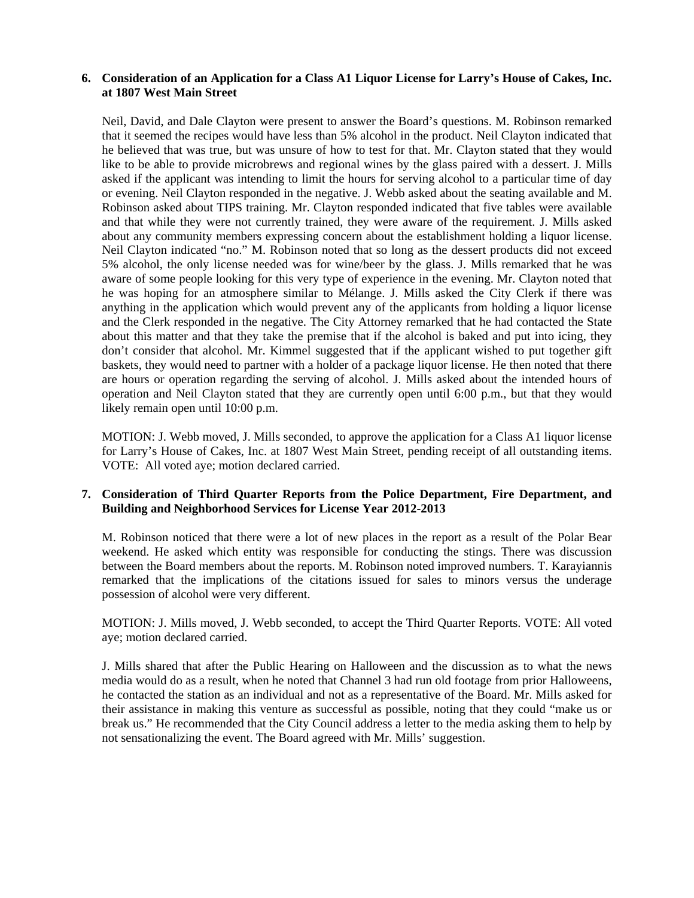**6. Consideration of an Application for a Class A1 Liquor License for Larry's House of Cakes, Inc. at 1807 West Main Street**

Neil, David, and Dale Clayton were present to answer the Board's questions. M. Robinson remarked that it seemed the recipes would have less than 5% alcohol in the product. Neil Clayton indicated that he believed that was true, but was unsure of how to test for that. Mr. Clayton stated that they would like to be able to provide microbrews and regional wines by the glass paired with a dessert. J. Mills asked if the applicant was intending to limit the hours for serving alcohol to a particular time of day or evening. Neil Clayton responded in the negative. J. Webb asked about the seating available and M. Robinson asked about TIPS training. Mr. Clayton responded indicated that five tables were available and that while they were not currently trained, they were aware of the requirement. J. Mills asked about any community members expressing concern about the establishment holding a liquor license. Neil Clayton indicated "no." M. Robinson noted that so long as the dessert products did not exceed 5% alcohol, the only license needed was for wine/beer by the glass. J. Mills remarked that he was aware of some people looking for this very type of experience in the evening. Mr. Clayton noted that he was hoping for an atmosphere similar to Mélange. J. Mills asked the City Clerk if there was anything in the application which would prevent any of the applicants from holding a liquor license and the Clerk responded in the negative. The City Attorney remarked that he had contacted the State about this matter and that they take the premise that if the alcohol is baked and put into icing, they don't consider that alcohol. Mr. Kimmel suggested that if the applicant wished to put together gift baskets, they would need to partner with a holder of a package liquor license. He then noted that there are hours or operation regarding the serving of alcohol. J. Mills asked about the intended hours of operation and Neil Clayton stated that they are currently open until 6:00 p.m., but that they would likely remain open until 10:00 p.m.

MOTION: J. Webb moved, J. Mills seconded, to approve the application for a Class A1 liquor license for Larry's House of Cakes, Inc. at 1807 West Main Street, pending receipt of all outstanding items. VOTE: All voted aye; motion declared carried.

**7. Consideration of Third Quarter Reports from the Police Department, Fire Department, and Building and Neighborhood Services for License Year 2012-2013**

M. Robinson noticed that there were a lot of new places in the report as a result of the Polar Bear weekend. He asked which entity was responsible for conducting the stings. There was discussion between the Board members about the reports. M. Robinson noted improved numbers. T. Karayiannis remarked that the implications of the citations issued for sales to minors versus the underage possession of alcohol were very different.

MOTION: J. Mills moved, J. Webb seconded, to accept the Third Quarter Reports. VOTE: All voted aye; motion declared carried.

J. Mills shared that after the Public Hearing on Halloween and the discussion as to what the news media would do as a result, when he noted that Channel 3 had run old footage from prior Halloweens, he contacted the station as an individual and not as a representative of the Board. Mr. Mills asked for their assistance in making this venture as successful as possible, noting that they could "make us or break us." He recommended that the City Council address a letter to the media asking them to help by not sensationalizing the event. The Board agreed with Mr. Mills' suggestion.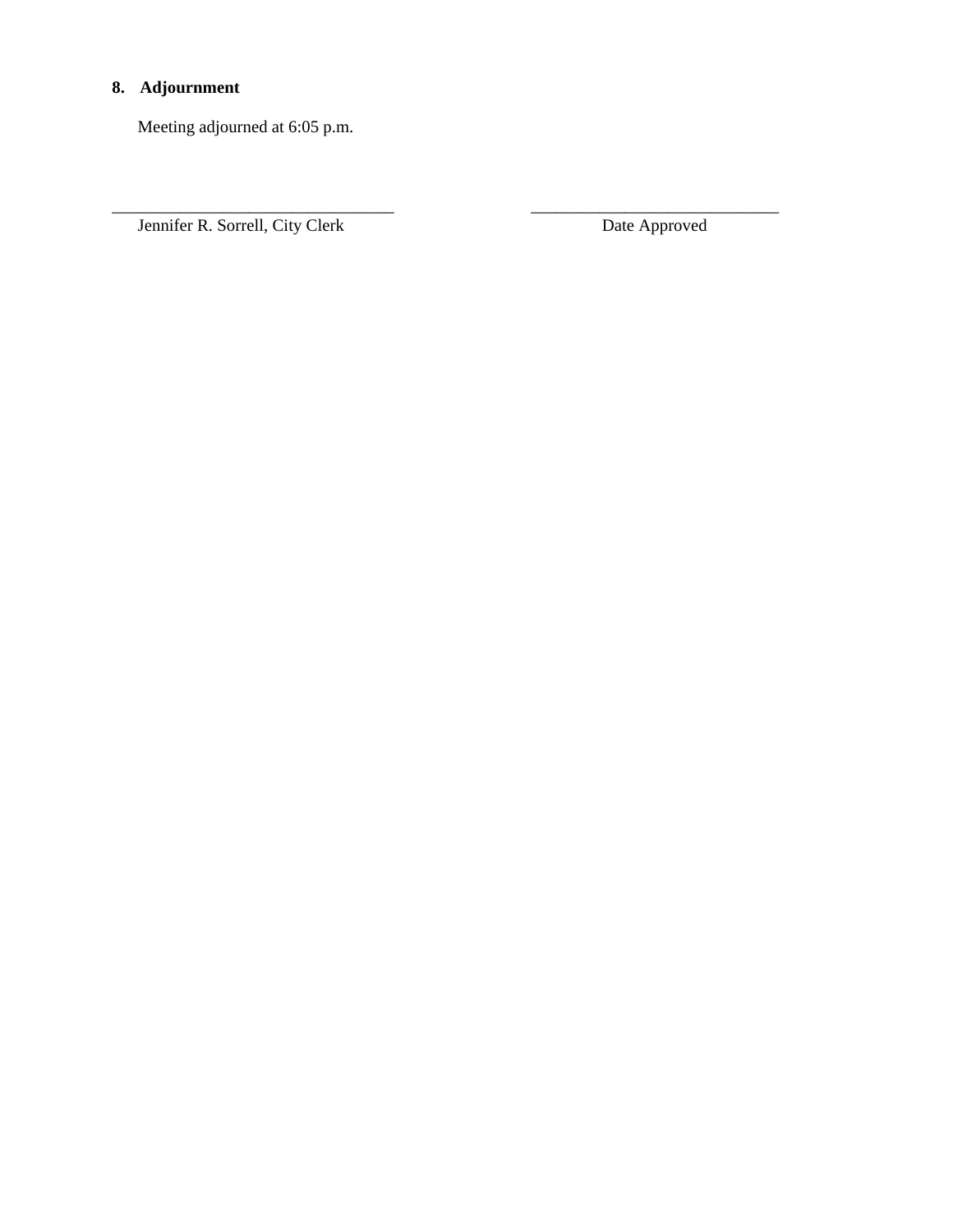**8. Adjournment**

Meeting adjourned at 6:05 p.m.

\_\_\_\_\_\_\_\_\_\_\_\_\_\_\_\_\_\_\_\_\_\_\_\_\_\_\_\_\_\_\_\_\_\_ \_\_\_\_\_\_\_\_\_\_\_\_\_\_\_\_\_\_\_\_\_\_\_\_\_\_\_\_\_\_

Jennifer R. Sorrell, City Clerk Date Approved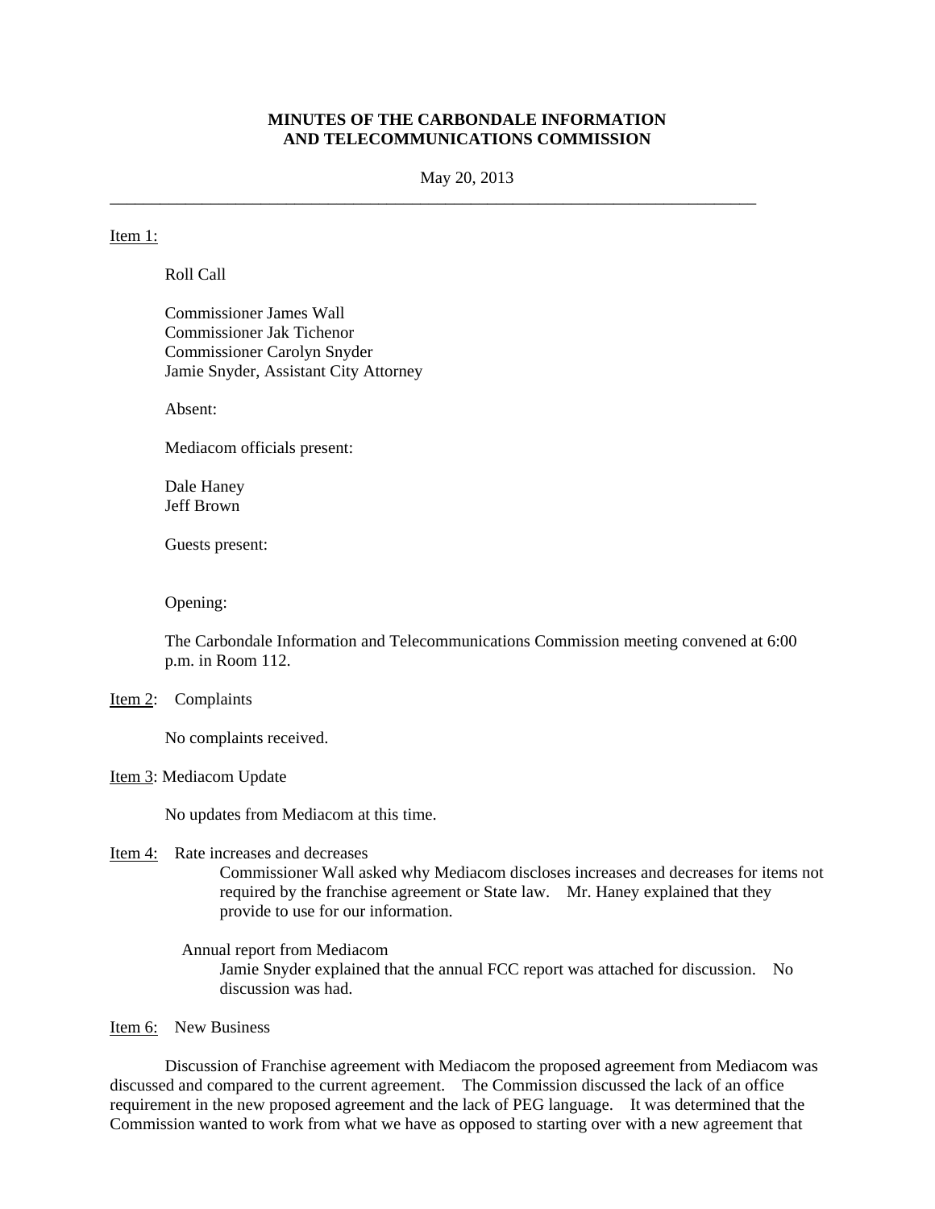# MINUTES OF THE CARBONDALE INFORMATION AND TELECOMMUNICATIONS COMMISSION

May 20, 2013

---

Item 1:

Roll Call

Commissioner James Wall
Commissioner Jak Tichenor
Commissioner Carolyn Snyder
Jamie Snyder, Assistant City Attorney

Absent:

Mediacom officials present:

Dale Haney
Jeff Brown

Guests present:

Opening:

The Carbondale Information and Telecommunications Commission meeting convened at 6:00 p.m. in Room 112.

Item 2: Complaints

No complaints received.

Item 3: Mediacom Update

No updates from Mediacom at this time.

Item 4: Rate increases and decreases

Commissioner Wall asked why Mediacom discloses increases and decreases for items not required by the franchise agreement or State law. Mr. Haney explained that they provide to use for our information.

Annual report from Mediacom

Jamie Snyder explained that the annual FCC report was attached for discussion. No discussion was had.

Item 6: New Business

Discussion of Franchise agreement with Mediacom the proposed agreement from Mediacom was discussed and compared to the current agreement. The Commission discussed the lack of an office requirement in the new proposed agreement and the lack of PEG language. It was determined that the Commission wanted to work from what we have as opposed to starting over with a new agreement that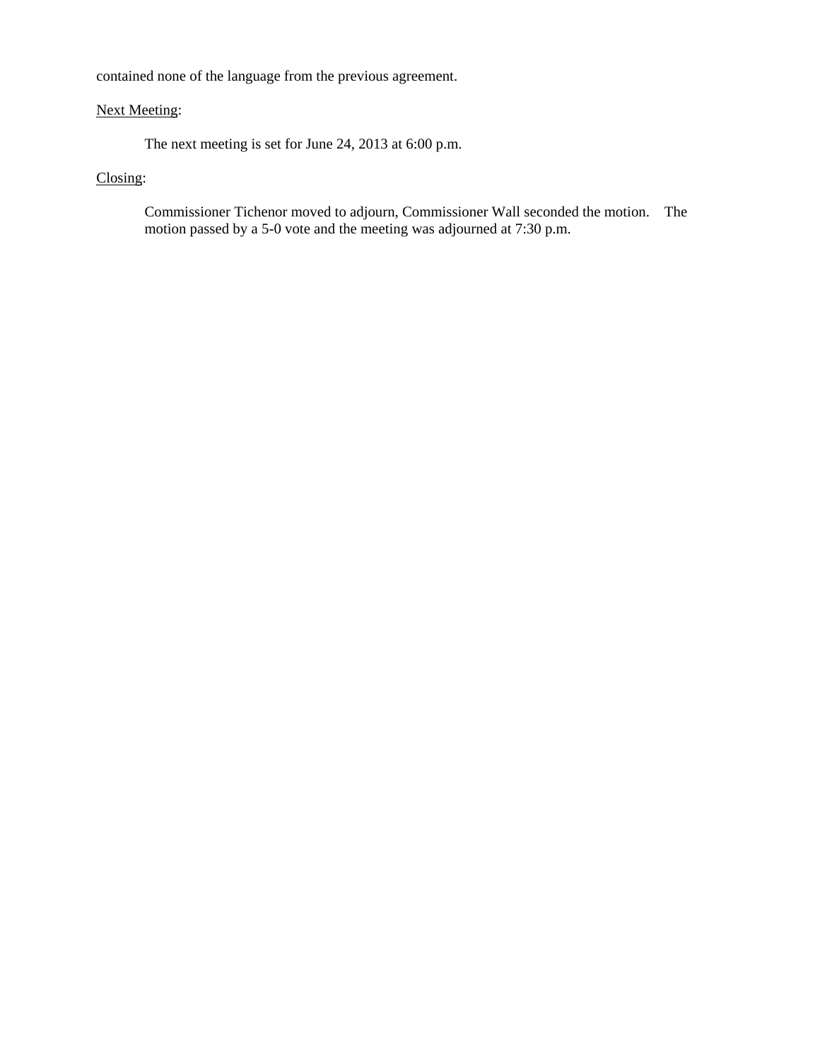contained none of the language from the previous agreement.

<u>Next Meeting</u>:

The next meeting is set for June 24, 2013 at 6:00 p.m.

<u>Closing</u>:

Commissioner Tichenor moved to adjourn, Commissioner Wall seconded the motion. The motion passed by a 5-0 vote and the meeting was adjourned at 7:30 p.m.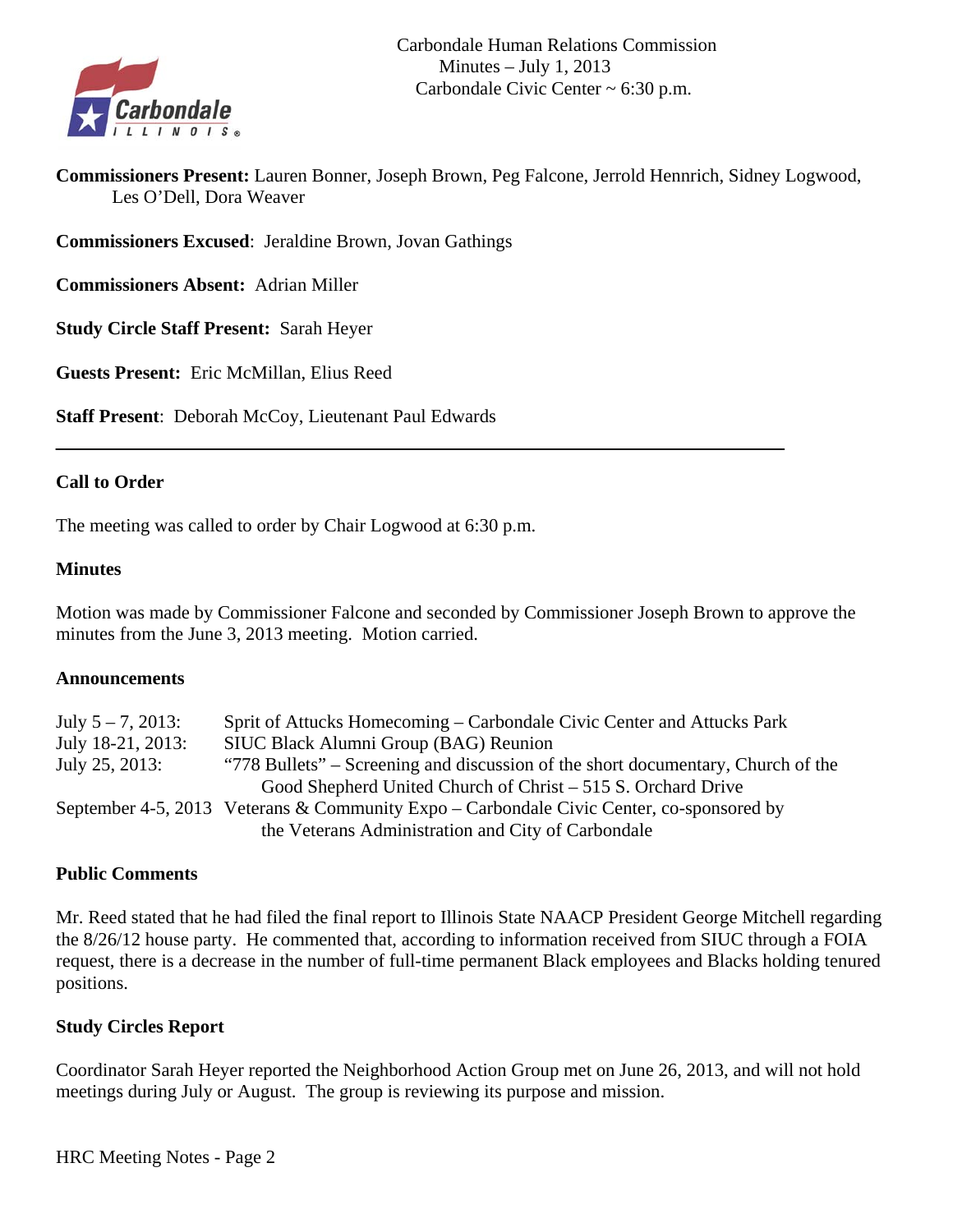Carbondale Human Relations Commission
Minutes – July 1, 2013
Carbondale Civic Center ~ 6:30 p.m.

**Commissioners Present:** Lauren Bonner, Joseph Brown, Peg Falcone, Jerrold Hennrich, Sidney Logwood, Les O'Dell, Dora Weaver

**Commissioners Excused**: Jeraldine Brown, Jovan Gathings

**Commissioners Absent:** Adrian Miller

**Study Circle Staff Present:** Sarah Heyer

**Guests Present:** Eric McMillan, Elius Reed

**Staff Present**: Deborah McCoy, Lieutenant Paul Edwards

---

### Call to Order

The meeting was called to order by Chair Logwood at 6:30 p.m.

### Minutes

Motion was made by Commissioner Falcone and seconded by Commissioner Joseph Brown to approve the minutes from the June 3, 2013 meeting. Motion carried.

### Announcements

| | |
|---|---|
| July 5 – 7, 2013: | Sprit of Attucks Homecoming – Carbondale Civic Center and Attucks Park |
| July 18-21, 2013: | SIUC Black Alumni Group (BAG) Reunion |
| July 25, 2013: | "778 Bullets" – Screening and discussion of the short documentary, Church of the Good Shepherd United Church of Christ – 515 S. Orchard Drive |
| September 4-5, 2013 | Veterans & Community Expo – Carbondale Civic Center, co-sponsored by the Veterans Administration and City of Carbondale |

### Public Comments

Mr. Reed stated that he had filed the final report to Illinois State NAACP President George Mitchell regarding the 8/26/12 house party. He commented that, according to information received from SIUC through a FOIA request, there is a decrease in the number of full-time permanent Black employees and Blacks holding tenured positions.

### Study Circles Report

Coordinator Sarah Heyer reported the Neighborhood Action Group met on June 26, 2013, and will not hold meetings during July or August. The group is reviewing its purpose and mission.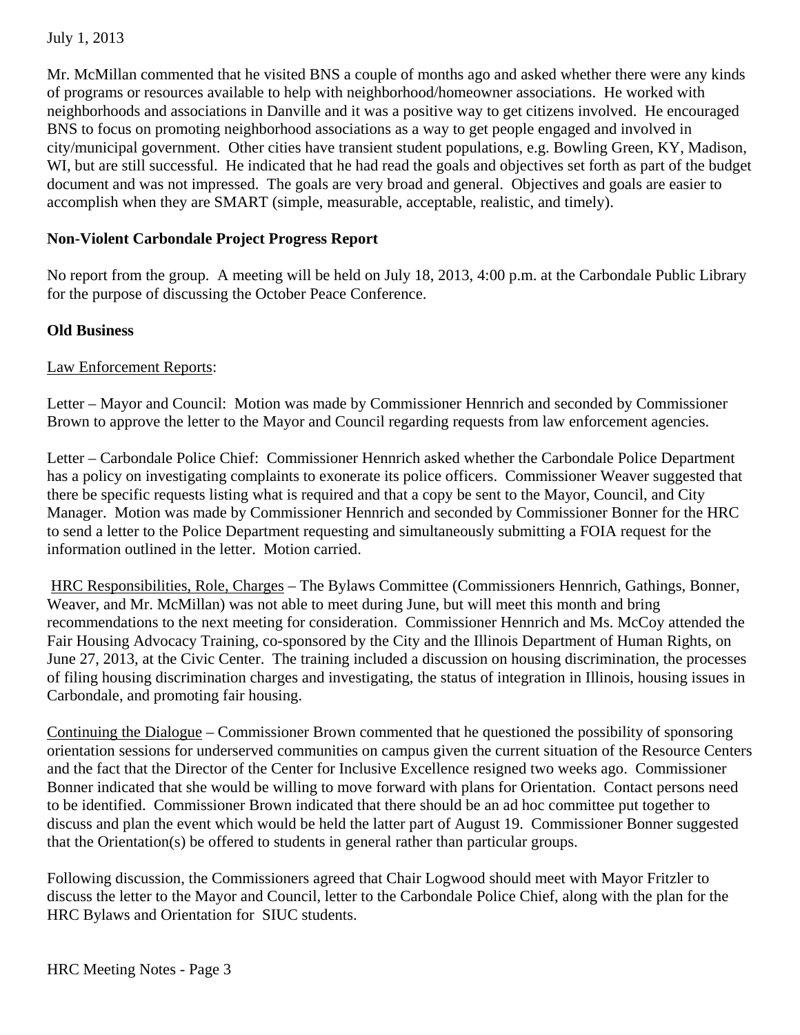Mr. McMillan commented that he visited BNS a couple of months ago and asked whether there were any kinds of programs or resources available to help with neighborhood/homeowner associations. He worked with neighborhoods and associations in Danville and it was a positive way to get citizens involved. He encouraged BNS to focus on promoting neighborhood associations as a way to get people engaged and involved in city/municipal government. Other cities have transient student populations, e.g. Bowling Green, KY, Madison, WI, but are still successful. He indicated that he had read the goals and objectives set forth as part of the budget document and was not impressed. The goals are very broad and general. Objectives and goals are easier to accomplish when they are SMART (simple, measurable, acceptable, realistic, and timely).

**Non-Violent Carbondale Project Progress Report**

No report from the group. A meeting will be held on July 18, 2013, 4:00 p.m. at the Carbondale Public Library for the purpose of discussing the October Peace Conference.

**Old Business**

Law Enforcement Reports:

Letter – Mayor and Council: Motion was made by Commissioner Hennrich and seconded by Commissioner Brown to approve the letter to the Mayor and Council regarding requests from law enforcement agencies.

Letter – Carbondale Police Chief: Commissioner Hennrich asked whether the Carbondale Police Department has a policy on investigating complaints to exonerate its police officers. Commissioner Weaver suggested that there be specific requests listing what is required and that a copy be sent to the Mayor, Council, and City Manager. Motion was made by Commissioner Hennrich and seconded by Commissioner Bonner for the HRC to send a letter to the Police Department requesting and simultaneously submitting a FOIA request for the information outlined in the letter. Motion carried.

HRC Responsibilities, Role, Charges – The Bylaws Committee (Commissioners Hennrich, Gathings, Bonner, Weaver, and Mr. McMillan) was not able to meet during June, but will meet this month and bring recommendations to the next meeting for consideration. Commissioner Hennrich and Ms. McCoy attended the Fair Housing Advocacy Training, co-sponsored by the City and the Illinois Department of Human Rights, on June 27, 2013, at the Civic Center. The training included a discussion on housing discrimination, the processes of filing housing discrimination charges and investigating, the status of integration in Illinois, housing issues in Carbondale, and promoting fair housing.

Continuing the Dialogue – Commissioner Brown commented that he questioned the possibility of sponsoring orientation sessions for underserved communities on campus given the current situation of the Resource Centers and the fact that the Director of the Center for Inclusive Excellence resigned two weeks ago. Commissioner Bonner indicated that she would be willing to move forward with plans for Orientation. Contact persons need to be identified. Commissioner Brown indicated that there should be an ad hoc committee put together to discuss and plan the event which would be held the latter part of August 19. Commissioner Bonner suggested that the Orientation(s) be offered to students in general rather than particular groups.

Following discussion, the Commissioners agreed that Chair Logwood should meet with Mayor Fritzler to discuss the letter to the Mayor and Council, letter to the Carbondale Police Chief, along with the plan for the HRC Bylaws and Orientation for SIUC students.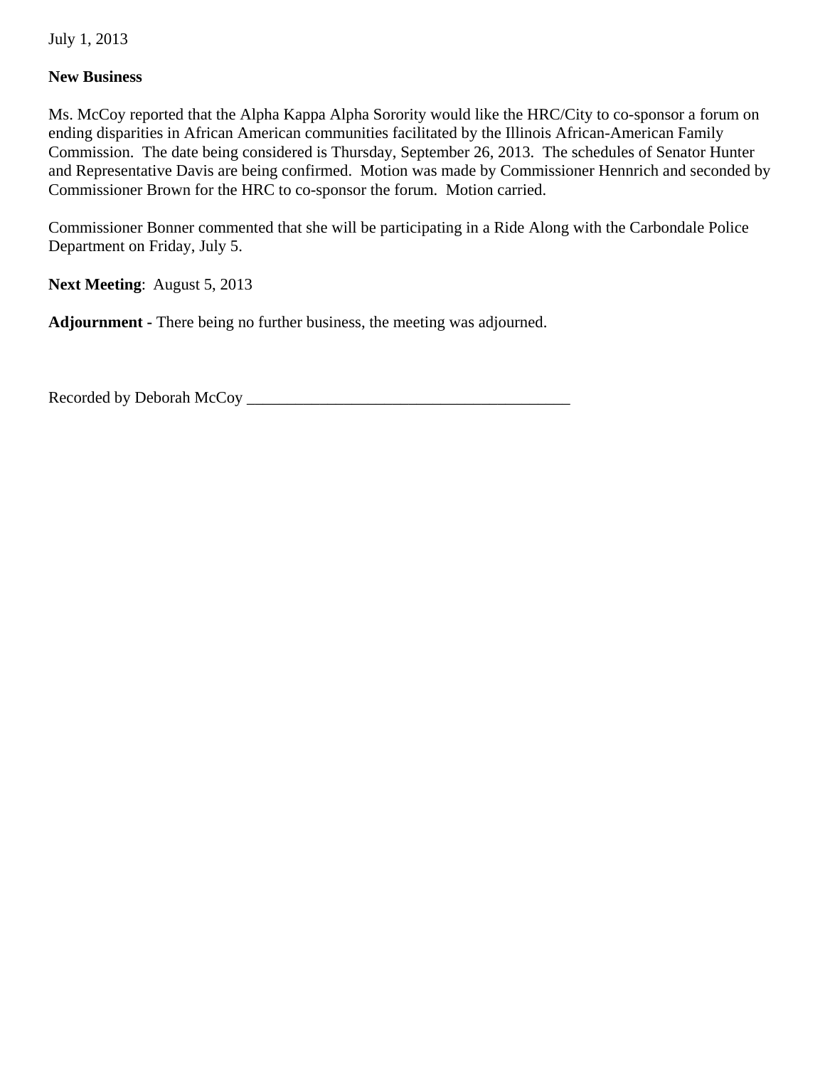**New Business**

Ms. McCoy reported that the Alpha Kappa Alpha Sorority would like the HRC/City to co-sponsor a forum on ending disparities in African American communities facilitated by the Illinois African-American Family Commission. The date being considered is Thursday, September 26, 2013. The schedules of Senator Hunter and Representative Davis are being confirmed. Motion was made by Commissioner Hennrich and seconded by Commissioner Brown for the HRC to co-sponsor the forum. Motion carried.

Commissioner Bonner commented that she will be participating in a Ride Along with the Carbondale Police Department on Friday, July 5.

**Next Meeting**: August 5, 2013

**Adjournment** - There being no further business, the meeting was adjourned.

Recorded by Deborah McCoy ________________________________________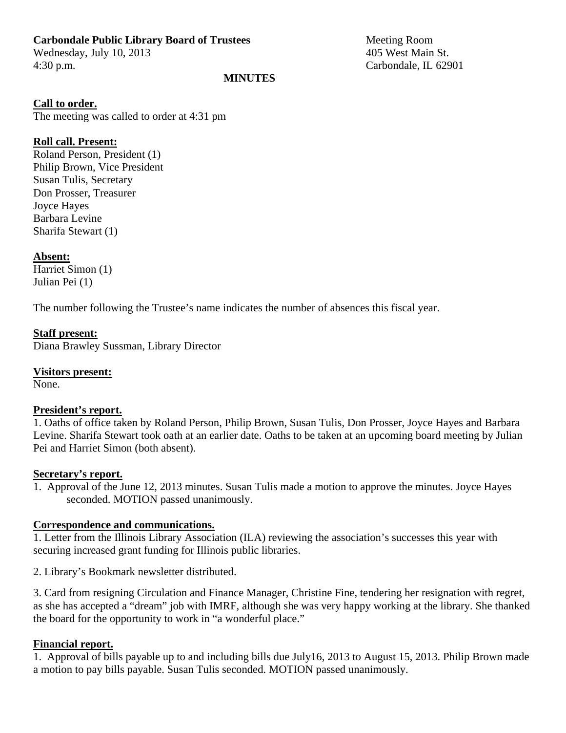**Carbondale Public Library Board of Trustees**
Wednesday, July 10, 2013
4:30 p.m.

Meeting Room
405 West Main St.
Carbondale, IL 62901

**MINUTES**

**Call to order.**
The meeting was called to order at 4:31 pm

**Roll call. Present:**
Roland Person, President (1)
Philip Brown, Vice President
Susan Tulis, Secretary
Don Prosser, Treasurer
Joyce Hayes
Barbara Levine
Sharifa Stewart (1)

**Absent:**
Harriet Simon (1)
Julian Pei (1)

The number following the Trustee's name indicates the number of absences this fiscal year.

**Staff present:**
Diana Brawley Sussman, Library Director

**Visitors present:**
None.

**President's report.**
1. Oaths of office taken by Roland Person, Philip Brown, Susan Tulis, Don Prosser, Joyce Hayes and Barbara Levine. Sharifa Stewart took oath at an earlier date. Oaths to be taken at an upcoming board meeting by Julian Pei and Harriet Simon (both absent).

**Secretary's report.**
1. Approval of the June 12, 2013 minutes. Susan Tulis made a motion to approve the minutes. Joyce Hayes seconded. MOTION passed unanimously.

**Correspondence and communications.**
1. Letter from the Illinois Library Association (ILA) reviewing the association's successes this year with securing increased grant funding for Illinois public libraries.

2. Library's Bookmark newsletter distributed.

3. Card from resigning Circulation and Finance Manager, Christine Fine, tendering her resignation with regret, as she has accepted a "dream" job with IMRF, although she was very happy working at the library. She thanked the board for the opportunity to work in "a wonderful place."

**Financial report.**
1. Approval of bills payable up to and including bills due July16, 2013 to August 15, 2013. Philip Brown made a motion to pay bills payable. Susan Tulis seconded. MOTION passed unanimously.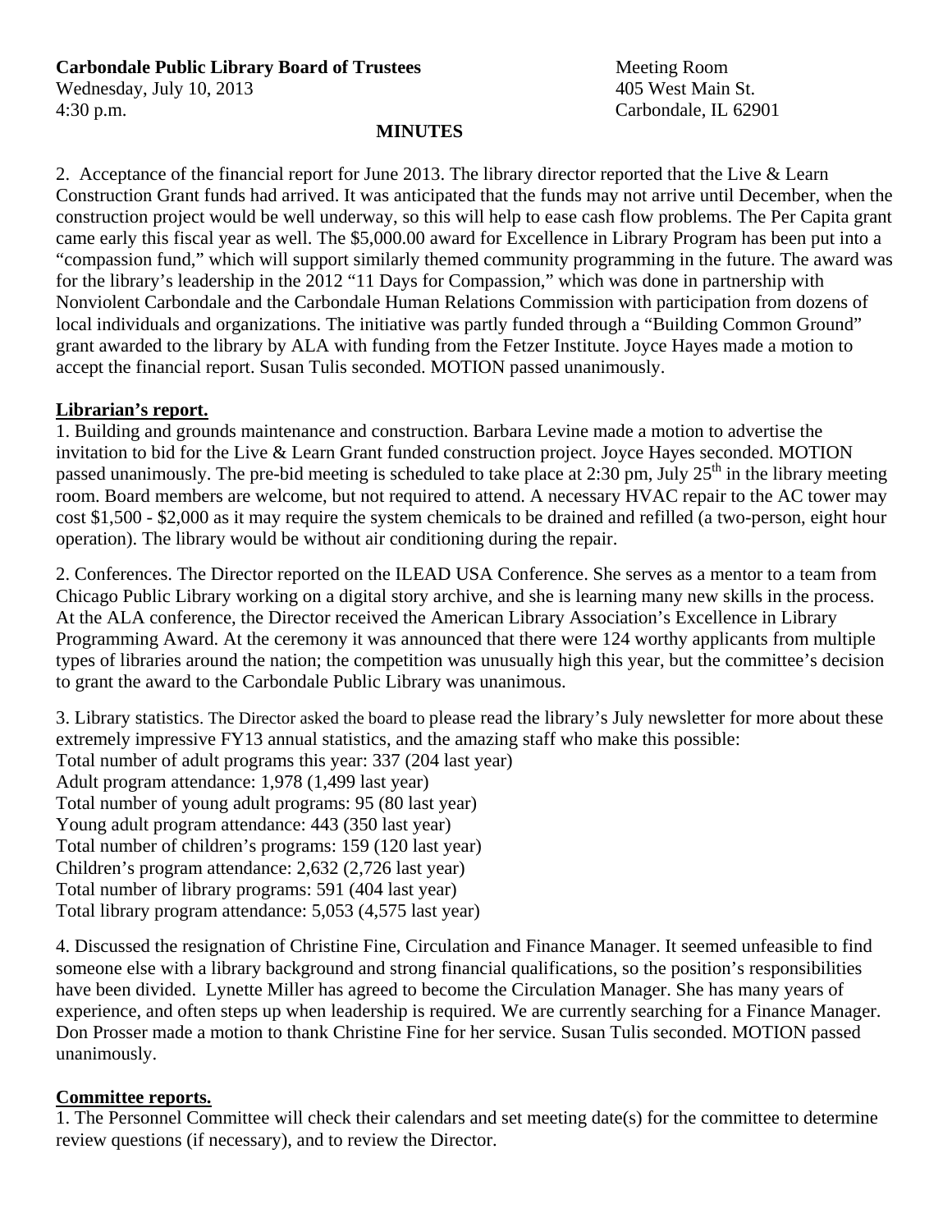**Carbondale Public Library Board of Trustees**
Wednesday, July 10, 2013
4:30 p.m.

Meeting Room
405 West Main St.
Carbondale, IL 62901

**MINUTES**

2. Acceptance of the financial report for June 2013. The library director reported that the Live & Learn Construction Grant funds had arrived. It was anticipated that the funds may not arrive until December, when the construction project would be well underway, so this will help to ease cash flow problems. The Per Capita grant came early this fiscal year as well. The $5,000.00 award for Excellence in Library Program has been put into a "compassion fund," which will support similarly themed community programming in the future. The award was for the library's leadership in the 2012 "11 Days for Compassion," which was done in partnership with Nonviolent Carbondale and the Carbondale Human Relations Commission with participation from dozens of local individuals and organizations. The initiative was partly funded through a "Building Common Ground" grant awarded to the library by ALA with funding from the Fetzer Institute. Joyce Hayes made a motion to accept the financial report. Susan Tulis seconded. MOTION passed unanimously.

**Librarian's report.**

1. Building and grounds maintenance and construction. Barbara Levine made a motion to advertise the invitation to bid for the Live & Learn Grant funded construction project. Joyce Hayes seconded. MOTION passed unanimously. The pre-bid meeting is scheduled to take place at 2:30 pm, July 25th in the library meeting room. Board members are welcome, but not required to attend. A necessary HVAC repair to the AC tower may cost $1,500 - $2,000 as it may require the system chemicals to be drained and refilled (a two-person, eight hour operation). The library would be without air conditioning during the repair.

2. Conferences. The Director reported on the ILEAD USA Conference. She serves as a mentor to a team from Chicago Public Library working on a digital story archive, and she is learning many new skills in the process. At the ALA conference, the Director received the American Library Association's Excellence in Library Programming Award. At the ceremony it was announced that there were 124 worthy applicants from multiple types of libraries around the nation; the competition was unusually high this year, but the committee's decision to grant the award to the Carbondale Public Library was unanimous.

3. Library statistics. The Director asked the board to please read the library's July newsletter for more about these extremely impressive FY13 annual statistics, and the amazing staff who make this possible:
Total number of adult programs this year: 337 (204 last year)
Adult program attendance: 1,978 (1,499 last year)
Total number of young adult programs: 95 (80 last year)
Young adult program attendance: 443 (350 last year)
Total number of children's programs: 159 (120 last year)
Children's program attendance: 2,632 (2,726 last year)
Total number of library programs: 591 (404 last year)
Total library program attendance: 5,053 (4,575 last year)

4. Discussed the resignation of Christine Fine, Circulation and Finance Manager. It seemed unfeasible to find someone else with a library background and strong financial qualifications, so the position's responsibilities have been divided. Lynette Miller has agreed to become the Circulation Manager. She has many years of experience, and often steps up when leadership is required. We are currently searching for a Finance Manager. Don Prosser made a motion to thank Christine Fine for her service. Susan Tulis seconded. MOTION passed unanimously.

**Committee reports.**

1. The Personnel Committee will check their calendars and set meeting date(s) for the committee to determine review questions (if necessary), and to review the Director.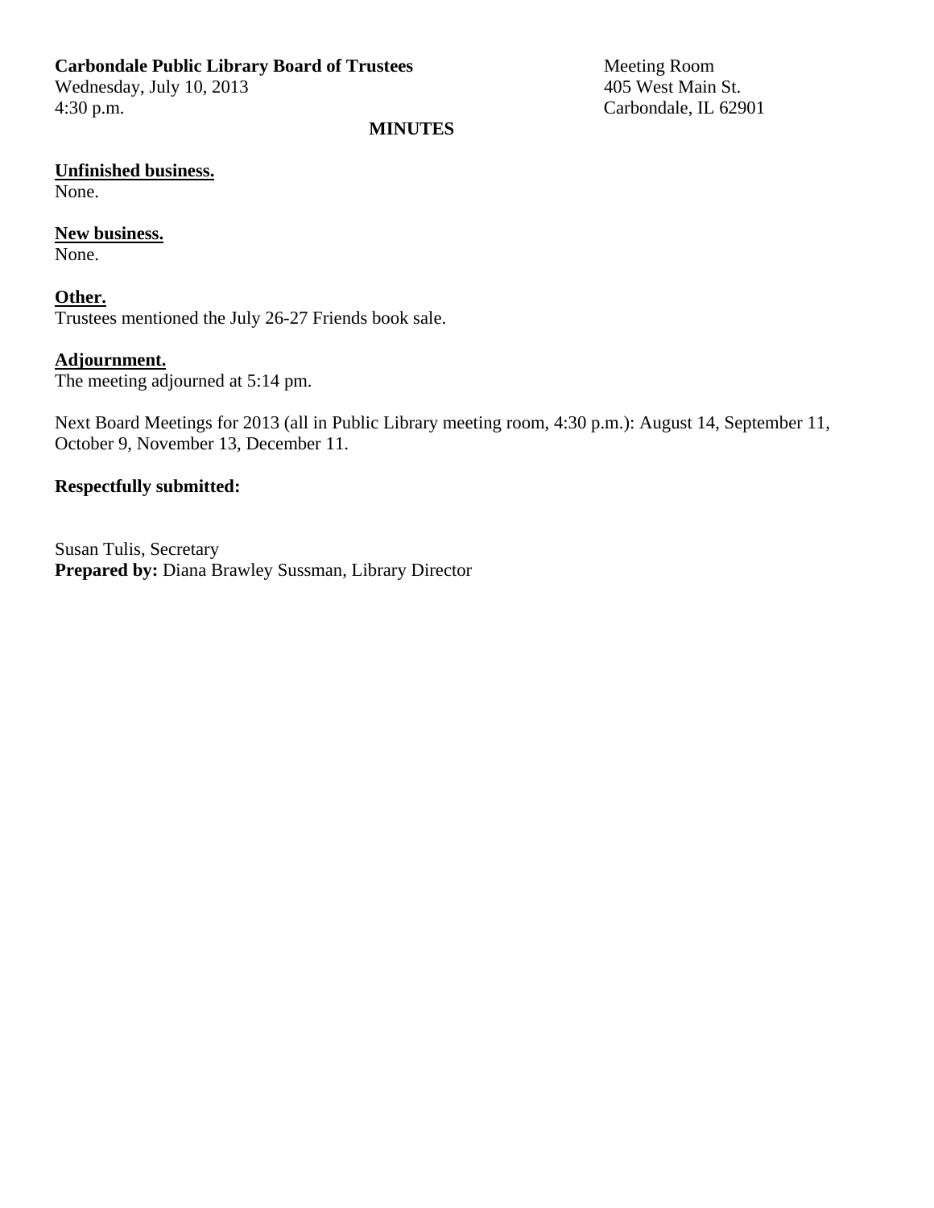**Carbondale Public Library Board of Trustees**
Wednesday, July 10, 2013
4:30 p.m.

Meeting Room
405 West Main St.
Carbondale, IL 62901

**MINUTES**

**Unfinished business.**
None.

**New business.**
None.

**Other.**
Trustees mentioned the July 26-27 Friends book sale.

**Adjournment.**
The meeting adjourned at 5:14 pm.

Next Board Meetings for 2013 (all in Public Library meeting room, 4:30 p.m.): August 14, September 11, October 9, November 13, December 11.

**Respectfully submitted:**

Susan Tulis, Secretary
**Prepared by:** Diana Brawley Sussman, Library Director